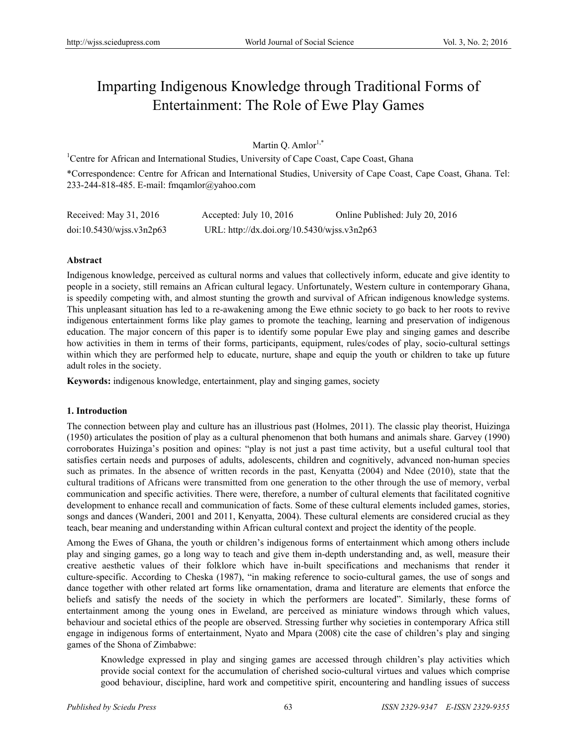# Imparting Indigenous Knowledge through Traditional Forms of Entertainment: The Role of Ewe Play Games

Martin Q. Amlor[1,*]

[1]Centre for African and International Studies, University of Cape Coast, Cape Coast, Ghana

*Correspondence: Centre for African and International Studies, University of Cape Coast, Cape Coast, Ghana. Tel: 233-244-818-485. E-mail: fmqamlor@yahoo.com

Received: May 31, 2016 Accepted: July 10, 2016 Online Published: July 20, 2016

doi:10.5430/wjss.v3n2p63 URL: http://dx.doi.org/10.5430/wjss.v3n2p63

## Abstract

Indigenous knowledge, perceived as cultural norms and values that collectively inform, educate and give identity to people in a society, still remains an African cultural legacy. Unfortunately, Western culture in contemporary Ghana, is speedily competing with, and almost stunting the growth and survival of African indigenous knowledge systems. This unpleasant situation has led to a re-awakening among the Ewe ethnic society to go back to her roots to revive indigenous entertainment forms like play games to promote the teaching, learning and preservation of indigenous education. The major concern of this paper is to identify some popular Ewe play and singing games and describe how activities in them in terms of their forms, participants, equipment, rules/codes of play, socio-cultural settings within which they are performed help to educate, nurture, shape and equip the youth or children to take up future adult roles in the society.

**Keywords:** indigenous knowledge, entertainment, play and singing games, society

## 1. Introduction

The connection between play and culture has an illustrious past (Holmes, 2011). The classic play theorist, Huizinga (1950) articulates the position of play as a cultural phenomenon that both humans and animals share. Garvey (1990) corroborates Huizinga's position and opines: "play is not just a past time activity, but a useful cultural tool that satisfies certain needs and purposes of adults, adolescents, children and cognitively, advanced non-human species such as primates. In the absence of written records in the past, Kenyatta (2004) and Ndee (2010), state that the cultural traditions of Africans were transmitted from one generation to the other through the use of memory, verbal communication and specific activities. There were, therefore, a number of cultural elements that facilitated cognitive development to enhance recall and communication of facts. Some of these cultural elements included games, stories, songs and dances (Wanderi, 2001 and 2011, Kenyatta, 2004). These cultural elements are considered crucial as they teach, bear meaning and understanding within African cultural context and project the identity of the people.

Among the Ewes of Ghana, the youth or children's indigenous forms of entertainment which among others include play and singing games, go a long way to teach and give them in-depth understanding and, as well, measure their creative aesthetic values of their folklore which have in-built specifications and mechanisms that render it culture-specific. According to Cheska (1987), "in making reference to socio-cultural games, the use of songs and dance together with other related art forms like ornamentation, drama and literature are elements that enforce the beliefs and satisfy the needs of the society in which the performers are located". Similarly, these forms of entertainment among the young ones in Eweland, are perceived as miniature windows through which values, behaviour and societal ethics of the people are observed. Stressing further why societies in contemporary Africa still engage in indigenous forms of entertainment, Nyato and Mpara (2008) cite the case of children's play and singing games of the Shona of Zimbabwe:

> Knowledge expressed in play and singing games are accessed through children's play activities which provide social context for the accumulation of cherished socio-cultural virtues and values which comprise good behaviour, discipline, hard work and competitive spirit, encountering and handling issues of success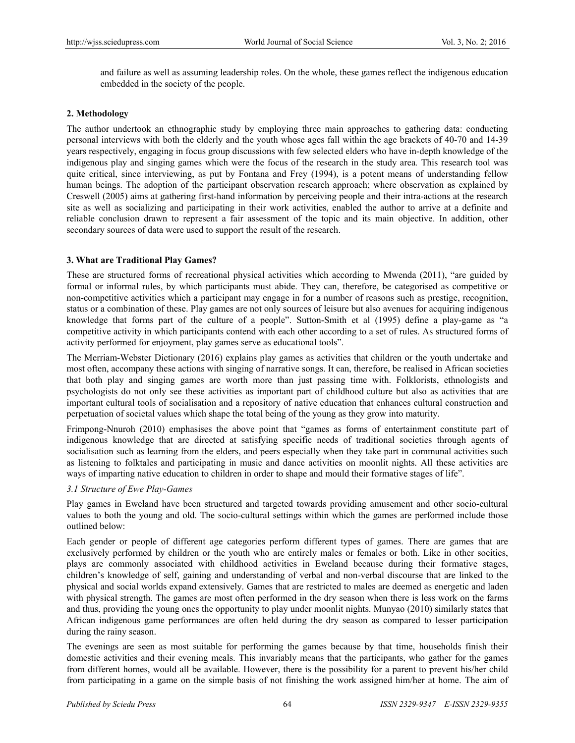and failure as well as assuming leadership roles. On the whole, these games reflect the indigenous education embedded in the society of the people.

## 2. Methodology

The author undertook an ethnographic study by employing three main approaches to gathering data: conducting personal interviews with both the elderly and the youth whose ages fall within the age brackets of 40-70 and 14-39 years respectively, engaging in focus group discussions with few selected elders who have in-depth knowledge of the indigenous play and singing games which were the focus of the research in the study area. This research tool was quite critical, since interviewing, as put by Fontana and Frey (1994), is a potent means of understanding fellow human beings. The adoption of the participant observation research approach; where observation as explained by Creswell (2005) aims at gathering first-hand information by perceiving people and their intra-actions at the research site as well as socializing and participating in their work activities, enabled the author to arrive at a definite and reliable conclusion drawn to represent a fair assessment of the topic and its main objective. In addition, other secondary sources of data were used to support the result of the research.

## 3. What are Traditional Play Games?

These are structured forms of recreational physical activities which according to Mwenda (2011), "are guided by formal or informal rules, by which participants must abide. They can, therefore, be categorised as competitive or non-competitive activities which a participant may engage in for a number of reasons such as prestige, recognition, status or a combination of these. Play games are not only sources of leisure but also avenues for acquiring indigenous knowledge that forms part of the culture of a people". Sutton-Smith et al (1995) define a play-game as "a competitive activity in which participants contend with each other according to a set of rules. As structured forms of activity performed for enjoyment, play games serve as educational tools".

The Merriam-Webster Dictionary (2016) explains play games as activities that children or the youth undertake and most often, accompany these actions with singing of narrative songs. It can, therefore, be realised in African societies that both play and singing games are worth more than just passing time with. Folklorists, ethnologists and psychologists do not only see these activities as important part of childhood culture but also as activities that are important cultural tools of socialisation and a repository of native education that enhances cultural construction and perpetuation of societal values which shape the total being of the young as they grow into maturity.

Frimpong-Nnuroh (2010) emphasises the above point that "games as forms of entertainment constitute part of indigenous knowledge that are directed at satisfying specific needs of traditional societies through agents of socialisation such as learning from the elders, and peers especially when they take part in communal activities such as listening to folktales and participating in music and dance activities on moonlit nights. All these activities are ways of imparting native education to children in order to shape and mould their formative stages of life".

### *3.1 Structure of Ewe Play-Games*

Play games in Eweland have been structured and targeted towards providing amusement and other socio-cultural values to both the young and old. The socio-cultural settings within which the games are performed include those outlined below:

Each gender or people of different age categories perform different types of games. There are games that are exclusively performed by children or the youth who are entirely males or females or both. Like in other socities, plays are commonly associated with childhood activities in Eweland because during their formative stages, children's knowledge of self, gaining and understanding of verbal and non-verbal discourse that are linked to the physical and social worlds expand extensively. Games that are restricted to males are deemed as energetic and laden with physical strength. The games are most often performed in the dry season when there is less work on the farms and thus, providing the young ones the opportunity to play under moonlit nights. Munyao (2010) similarly states that African indigenous game performances are often held during the dry season as compared to lesser participation during the rainy season.

The evenings are seen as most suitable for performing the games because by that time, households finish their domestic activities and their evening meals. This invariably means that the participants, who gather for the games from different homes, would all be available. However, there is the possibility for a parent to prevent his/her child from participating in a game on the simple basis of not finishing the work assigned him/her at home. The aim of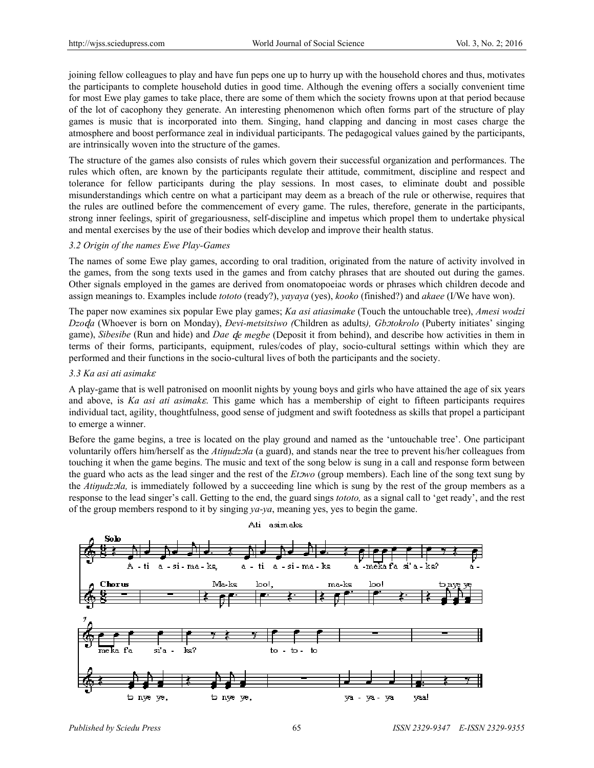joining fellow colleagues to play and have fun peps one up to hurry up with the household chores and thus, motivates the participants to complete household duties in good time. Although the evening offers a socially convenient time for most Ewe play games to take place, there are some of them which the society frowns upon at that period because of the lot of cacophony they generate. An interesting phenomenon which often forms part of the structure of play games is music that is incorporated into them. Singing, hand clapping and dancing in most cases charge the atmosphere and boost performance zeal in individual participants. The pedagogical values gained by the participants, are intrinsically woven into the structure of the games.

The structure of the games also consists of rules which govern their successful organization and performances. The rules which often, are known by the participants regulate their attitude, commitment, discipline and respect and tolerance for fellow participants during the play sessions. In most cases, to eliminate doubt and possible misunderstandings which centre on what a participant may deem as a breach of the rule or otherwise, requires that the rules are outlined before the commencement of every game. The rules, therefore, generate in the participants, strong inner feelings, spirit of gregariousness, self-discipline and impetus which propel them to undertake physical and mental exercises by the use of their bodies which develop and improve their health status.

### *3.2 Origin of the names Ewe Play-Games*

The names of some Ewe play games, according to oral tradition, originated from the nature of activity involved in the games, from the song texts used in the games and from catchy phrases that are shouted out during the games. Other signals employed in the games are derived from onomatopoeiac words or phrases which children decode and assign meanings to. Examples include *tototo* (ready?), *yayaya* (yes), *kooko* (finished?) and *akaee* (I/We have won).

The paper now examines six popular Ewe play games; *Ka asi atiasimake* (Touch the untouchable tree), *Amesi wodzi Dzoɖa* (Whoever is born on Monday), *Ɖevi-metsitsiwo (*Children as adults*), Gbɔtokrolo* (Puberty initiates' singing game), *Sibesibe* (Run and hide) and *Dae ɖe megbe* (Deposit it from behind), and describe how activities in them in terms of their forms, participants, equipment, rules/codes of play, socio-cultural settings within which they are performed and their functions in the socio-cultural lives of both the participants and the society.

### *3.3 Ka asi ati asimakɛ*

A play-game that is well patronised on moonlit nights by young boys and girls who have attained the age of six years and above, is *Ka asi ati asimakɛ.* This game which has a membership of eight to fifteen participants requires individual tact, agility, thoughtfulness, good sense of judgment and swift footedness as skills that propel a participant to emerge a winner.

Before the game begins, a tree is located on the play ground and named as the 'untouchable tree'. One participant voluntarily offers him/herself as the *Atiŋudzɔla* (a guard), and stands near the tree to prevent his/her colleagues from touching it when the game begins. The music and text of the song below is sung in a call and response form between the guard who acts as the lead singer and the rest of the *Etɔwo* (group members). Each line of the song text sung by the *Atiŋudzɔla,* is immediately followed by a succeeding line which is sung by the rest of the group members as a response to the lead singer's call. Getting to the end, the guard sings *tototo,* as a signal call to 'get ready', and the rest of the group members respond to it by singing *ya-ya*, meaning yes, yes to begin the game.

Ati asimakɛ

Solo: A - ti a - si - ma - kɛ, a - ti a - si - ma - kɛ a - meka fa si'a - kɛ? a - meka fa si'a - kɛ? to - to - to

Chorus: Ma-kɛ loo!, ma-kɛ loo! tɔ nye ye, tɔ nye ye, tɔ nye ye, ya - ya - ya yaa!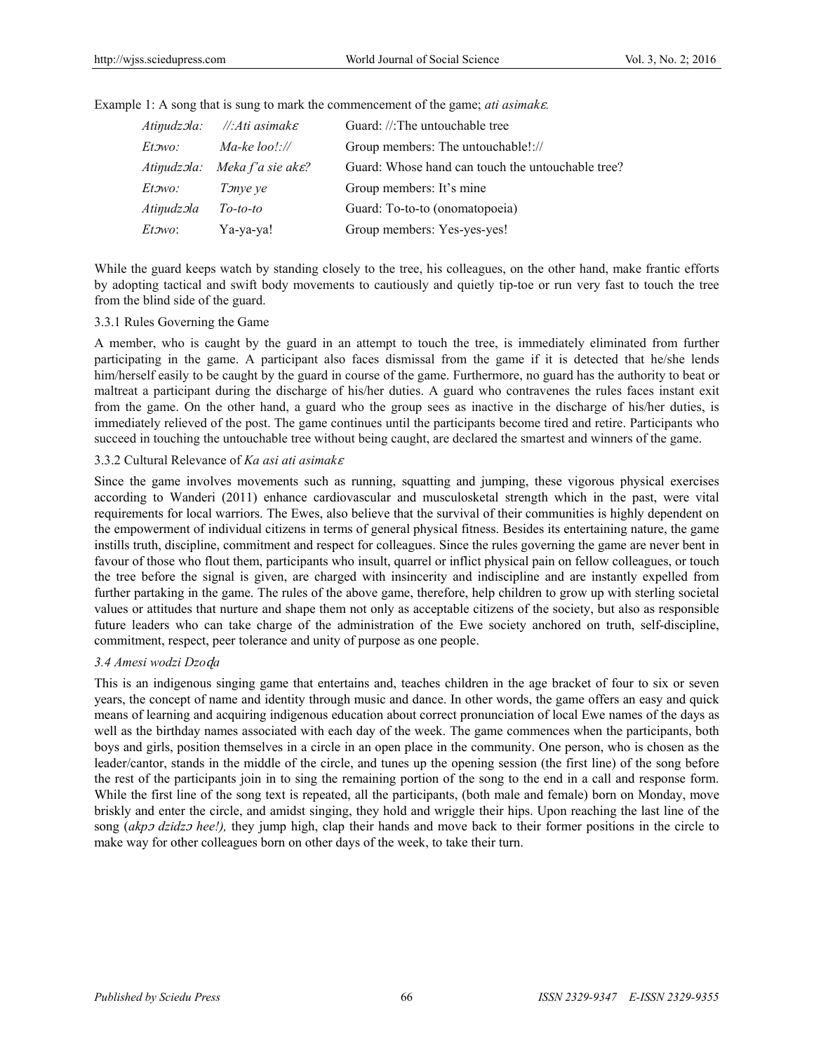Example 1: A song that is sung to mark the commencement of the game; *ati asimakɛ.*

| | | |
|---|---|---|
| *Atiŋudzɔla:* | *//:Ati asimakɛ* | Guard: //:The untouchable tree |
| *Etɔwo:* | *Ma-ke loo!://* | Group members: The untouchable!:// |
| *Atiŋudzɔla:* | *Meka f'a sie akɛ?* | Guard: Whose hand can touch the untouchable tree? |
| *Etɔwo:* | *Tɔnye ye* | Group members: It's mine |
| *Atiŋudzɔla* | *To-to-to* | Guard: To-to-to (onomatopoeia) |
| *Etɔwo*: | Ya-ya-ya! | Group members: Yes-yes-yes! |

While the guard keeps watch by standing closely to the tree, his colleagues, on the other hand, make frantic efforts by adopting tactical and swift body movements to cautiously and quietly tip-toe or run very fast to touch the tree from the blind side of the guard.

### 3.3.1 Rules Governing the Game

A member, who is caught by the guard in an attempt to touch the tree, is immediately eliminated from further participating in the game. A participant also faces dismissal from the game if it is detected that he/she lends him/herself easily to be caught by the guard in course of the game. Furthermore, no guard has the authority to beat or maltreat a participant during the discharge of his/her duties. A guard who contravenes the rules faces instant exit from the game. On the other hand, a guard who the group sees as inactive in the discharge of his/her duties, is immediately relieved of the post. The game continues until the participants become tired and retire. Participants who succeed in touching the untouchable tree without being caught, are declared the smartest and winners of the game.

### 3.3.2 Cultural Relevance of *Ka asi ati asimakɛ*

Since the game involves movements such as running, squatting and jumping, these vigorous physical exercises according to Wanderi (2011) enhance cardiovascular and musculoskeletal strength which in the past, were vital requirements for local warriors. The Ewes, also believe that the survival of their communities is highly dependent on the empowerment of individual citizens in terms of general physical fitness. Besides its entertaining nature, the game instills truth, discipline, commitment and respect for colleagues. Since the rules governing the game are never bent in favour of those who flout them, participants who insult, quarrel or inflict physical pain on fellow colleagues, or touch the tree before the signal is given, are charged with insincerity and indiscipline and are instantly expelled from further partaking in the game. The rules of the above game, therefore, help children to grow up with sterling societal values or attitudes that nurture and shape them not only as acceptable citizens of the society, but also as responsible future leaders who can take charge of the administration of the Ewe society anchored on truth, self-discipline, commitment, respect, peer tolerance and unity of purpose as one people.

### *3.4 Amesi wodzi Dzoɖa*

This is an indigenous singing game that entertains and, teaches children in the age bracket of four to six or seven years, the concept of name and identity through music and dance. In other words, the game offers an easy and quick means of learning and acquiring indigenous education about correct pronunciation of local Ewe names of the days as well as the birthday names associated with each day of the week. The game commences when the participants, both boys and girls, position themselves in a circle in an open place in the community. One person, who is chosen as the leader/cantor, stands in the middle of the circle, and tunes up the opening session (the first line) of the song before the rest of the participants join in to sing the remaining portion of the song to the end in a call and response form. While the first line of the song text is repeated, all the participants, (both male and female) born on Monday, move briskly and enter the circle, and amidst singing, they hold and wriggle their hips. Upon reaching the last line of the song (*akpɔ dzidzɔ hee!),* they jump high, clap their hands and move back to their former positions in the circle to make way for other colleagues born on other days of the week, to take their turn.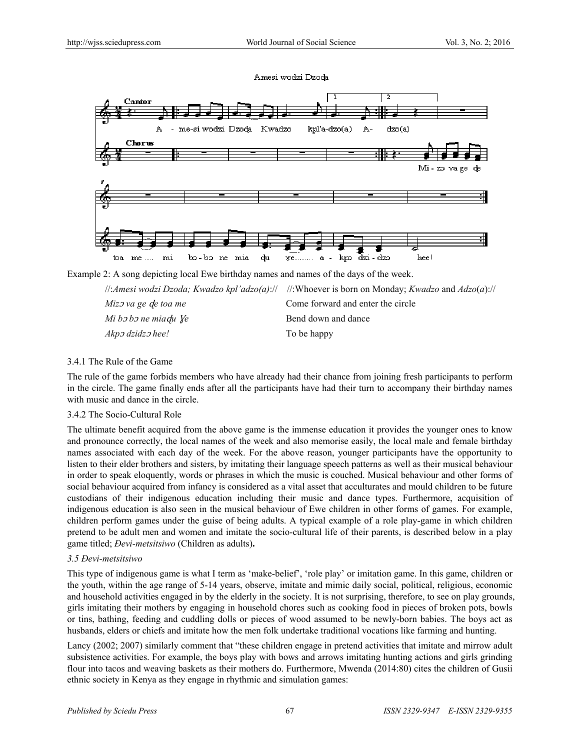Amesi wodzi Dzoḍa

Cantor

A - me-si wodzi Dzoḍa Kwadzo kpl'a-dzo(a) A- dzo(a)

Chorus

Mi - zɔ va ge ḍe

toa me .... mi bo - bo ne mia ḍu ɣe........ a - kpo dzi - dzo hee!

Example 2: A song depicting local Ewe birthday names and names of the days of the week.

| | |
|---|---|
| //:*Amesi wodzi Dzoda; Kwadzo kpl'adzo(a)*:// | //:Whoever is born on Monday; *Kwadzo* and *Adzo*(*a*):// |
| *Mizɔ va ge ḍe toa me* | Come forward and enter the circle |
| *Mi bɔ bɔ ne miaḍu Ɣe* | Bend down and dance |
| *Akpɔ dzidzɔ hee!* | To be happy |

#### 3.4.1 The Rule of the Game

The rule of the game forbids members who have already had their chance from joining fresh participants to perform in the circle. The game finally ends after all the participants have had their turn to accompany their birthday names with music and dance in the circle.

#### 3.4.2 The Socio-Cultural Role

The ultimate benefit acquired from the above game is the immense education it provides the younger ones to know and pronounce correctly, the local names of the week and also memorise easily, the local male and female birthday names associated with each day of the week. For the above reason, younger participants have the opportunity to listen to their elder brothers and sisters, by imitating their language speech patterns as well as their musical behaviour in order to speak eloquently, words or phrases in which the music is couched. Musical behaviour and other forms of social behaviour acquired from infancy is considered as a vital asset that acculturates and mould children to be future custodians of their indigenous education including their music and dance types. Furthermore, acquisition of indigenous education is also seen in the musical behaviour of Ewe children in other forms of games. For example, children perform games under the guise of being adults. A typical example of a role play-game in which children pretend to be adult men and women and imitate the socio-cultural life of their parents, is described below in a play game titled; *Đevi-metsitsiwo* (Children as adults)**.**

### *3.5 Đevi-metsitsiwo*

This type of indigenous game is what I term as 'make-belief', 'role play' or imitation game. In this game, children or the youth, within the age range of 5-14 years, observe, imitate and mimic daily social, political, religious, economic and household activities engaged in by the elderly in the society. It is not surprising, therefore, to see on play grounds, girls imitating their mothers by engaging in household chores such as cooking food in pieces of broken pots, bowls or tins, bathing, feeding and cuddling dolls or pieces of wood assumed to be newly-born babies. The boys act as husbands, elders or chiefs and imitate how the men folk undertake traditional vocations like farming and hunting.

Lancy (2002; 2007) similarly comment that "these children engage in pretend activities that imitate and mirrow adult subsistence activities. For example, the boys play with bows and arrows imitating hunting actions and girls grinding flour into tacos and weaving baskets as their mothers do. Furthermore, Mwenda (2014:80) cites the children of Gusii ethnic society in Kenya as they engage in rhythmic and simulation games: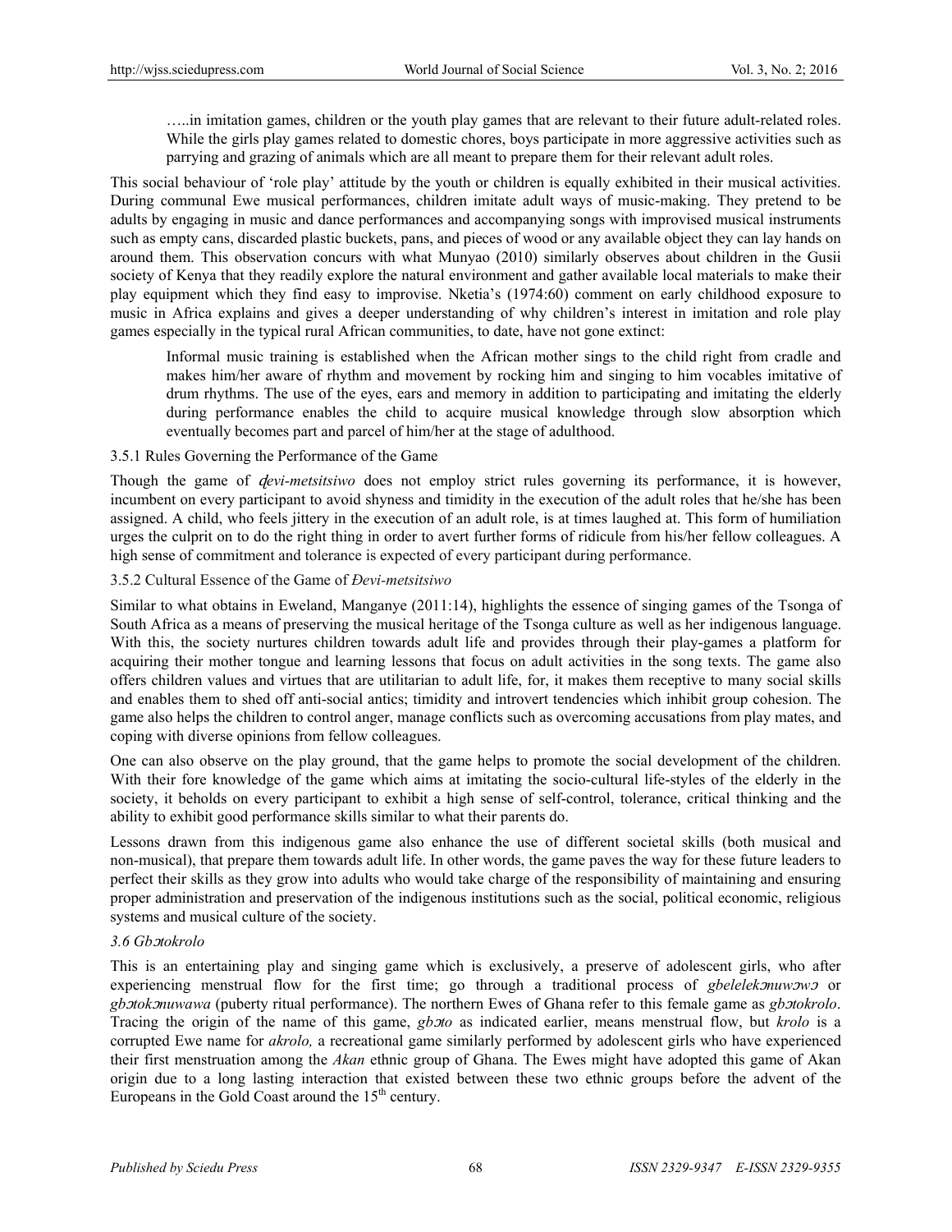> …..in imitation games, children or the youth play games that are relevant to their future adult-related roles. While the girls play games related to domestic chores, boys participate in more aggressive activities such as parrying and grazing of animals which are all meant to prepare them for their relevant adult roles.

This social behaviour of 'role play' attitude by the youth or children is equally exhibited in their musical activities. During communal Ewe musical performances, children imitate adult ways of music-making. They pretend to be adults by engaging in music and dance performances and accompanying songs with improvised musical instruments such as empty cans, discarded plastic buckets, pans, and pieces of wood or any available object they can lay hands on around them. This observation concurs with what Munyao (2010) similarly observes about children in the Gusii society of Kenya that they readily explore the natural environment and gather available local materials to make their play equipment which they find easy to improvise. Nketia's (1974:60) comment on early childhood exposure to music in Africa explains and gives a deeper understanding of why children's interest in imitation and role play games especially in the typical rural African communities, to date, have not gone extinct:

> Informal music training is established when the African mother sings to the child right from cradle and makes him/her aware of rhythm and movement by rocking him and singing to him vocables imitative of drum rhythms. The use of the eyes, ears and memory in addition to participating and imitating the elderly during performance enables the child to acquire musical knowledge through slow absorption which eventually becomes part and parcel of him/her at the stage of adulthood.

#### 3.5.1 Rules Governing the Performance of the Game

Though the game of *ɖevi-metsitsiwo* does not employ strict rules governing its performance, it is however, incumbent on every participant to avoid shyness and timidity in the execution of the adult roles that he/she has been assigned. A child, who feels jittery in the execution of an adult role, is at times laughed at. This form of humiliation urges the culprit on to do the right thing in order to avert further forms of ridicule from his/her fellow colleagues. A high sense of commitment and tolerance is expected of every participant during performance.

#### 3.5.2 Cultural Essence of the Game of *Ɖevi-metsitsiwo*

Similar to what obtains in Eweland, Manganye (2011:14), highlights the essence of singing games of the Tsonga of South Africa as a means of preserving the musical heritage of the Tsonga culture as well as her indigenous language. With this, the society nurtures children towards adult life and provides through their play-games a platform for acquiring their mother tongue and learning lessons that focus on adult activities in the song texts. The game also offers children values and virtues that are utilitarian to adult life, for, it makes them receptive to many social skills and enables them to shed off anti-social antics; timidity and introvert tendencies which inhibit group cohesion. The game also helps the children to control anger, manage conflicts such as overcoming accusations from play mates, and coping with diverse opinions from fellow colleagues.

One can also observe on the play ground, that the game helps to promote the social development of the children. With their fore knowledge of the game which aims at imitating the socio-cultural life-styles of the elderly in the society, it beholds on every participant to exhibit a high sense of self-control, tolerance, critical thinking and the ability to exhibit good performance skills similar to what their parents do.

Lessons drawn from this indigenous game also enhance the use of different societal skills (both musical and non-musical), that prepare them towards adult life. In other words, the game paves the way for these future leaders to perfect their skills as they grow into adults who would take charge of the responsibility of maintaining and ensuring proper administration and preservation of the indigenous institutions such as the social, political economic, religious systems and musical culture of the society.

### *3.6 Gbɔtokrolo*

This is an entertaining play and singing game which is exclusively, a preserve of adolescent girls, who after experiencing menstrual flow for the first time; go through a traditional process of *gbelelekɔnuwɔwɔ* or *gbɔtokɔnuwawa* (puberty ritual performance). The northern Ewes of Ghana refer to this female game as *gbɔtokrolo*. Tracing the origin of the name of this game, *gbɔto* as indicated earlier, means menstrual flow, but *krolo* is a corrupted Ewe name for *akrolo,* a recreational game similarly performed by adolescent girls who have experienced their first menstruation among the *Akan* ethnic group of Ghana. The Ewes might have adopted this game of Akan origin due to a long lasting interaction that existed between these two ethnic groups before the advent of the Europeans in the Gold Coast around the 15th century.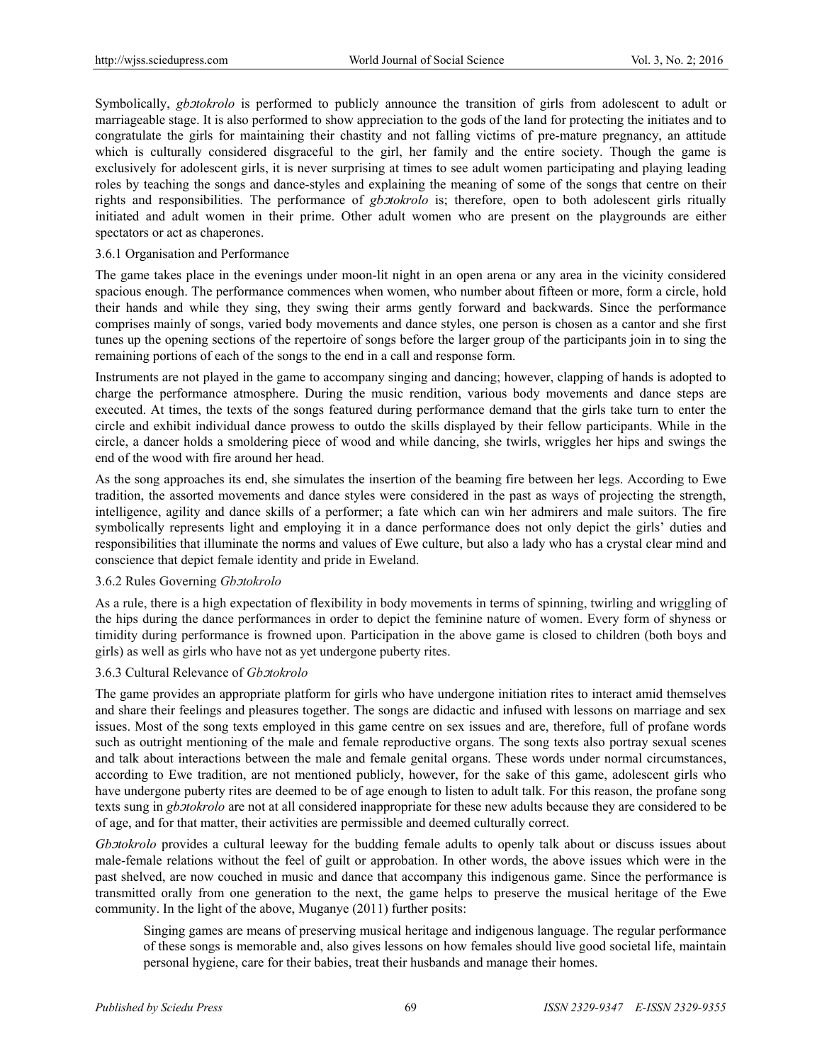Symbolically, *gbɔtokrolo* is performed to publicly announce the transition of girls from adolescent to adult or marriageable stage. It is also performed to show appreciation to the gods of the land for protecting the initiates and to congratulate the girls for maintaining their chastity and not falling victims of pre-mature pregnancy, an attitude which is culturally considered disgraceful to the girl, her family and the entire society. Though the game is exclusively for adolescent girls, it is never surprising at times to see adult women participating and playing leading roles by teaching the songs and dance-styles and explaining the meaning of some of the songs that centre on their rights and responsibilities. The performance of *gbɔtokrolo* is; therefore, open to both adolescent girls ritually initiated and adult women in their prime. Other adult women who are present on the playgrounds are either spectators or act as chaperones.

### 3.6.1 Organisation and Performance

The game takes place in the evenings under moon-lit night in an open arena or any area in the vicinity considered spacious enough. The performance commences when women, who number about fifteen or more, form a circle, hold their hands and while they sing, they swing their arms gently forward and backwards. Since the performance comprises mainly of songs, varied body movements and dance styles, one person is chosen as a cantor and she first tunes up the opening sections of the repertoire of songs before the larger group of the participants join in to sing the remaining portions of each of the songs to the end in a call and response form.

Instruments are not played in the game to accompany singing and dancing; however, clapping of hands is adopted to charge the performance atmosphere. During the music rendition, various body movements and dance steps are executed. At times, the texts of the songs featured during performance demand that the girls take turn to enter the circle and exhibit individual dance prowess to outdo the skills displayed by their fellow participants. While in the circle, a dancer holds a smoldering piece of wood and while dancing, she twirls, wriggles her hips and swings the end of the wood with fire around her head.

As the song approaches its end, she simulates the insertion of the beaming fire between her legs. According to Ewe tradition, the assorted movements and dance styles were considered in the past as ways of projecting the strength, intelligence, agility and dance skills of a performer; a fate which can win her admirers and male suitors. The fire symbolically represents light and employing it in a dance performance does not only depict the girls' duties and responsibilities that illuminate the norms and values of Ewe culture, but also a lady who has a crystal clear mind and conscience that depict female identity and pride in Eweland.

### 3.6.2 Rules Governing *Gbɔtokrolo*

As a rule, there is a high expectation of flexibility in body movements in terms of spinning, twirling and wriggling of the hips during the dance performances in order to depict the feminine nature of women. Every form of shyness or timidity during performance is frowned upon. Participation in the above game is closed to children (both boys and girls) as well as girls who have not as yet undergone puberty rites.

### 3.6.3 Cultural Relevance of *Gbɔtokrolo*

The game provides an appropriate platform for girls who have undergone initiation rites to interact amid themselves and share their feelings and pleasures together. The songs are didactic and infused with lessons on marriage and sex issues. Most of the song texts employed in this game centre on sex issues and are, therefore, full of profane words such as outright mentioning of the male and female reproductive organs. The song texts also portray sexual scenes and talk about interactions between the male and female genital organs. These words under normal circumstances, according to Ewe tradition, are not mentioned publicly, however, for the sake of this game, adolescent girls who have undergone puberty rites are deemed to be of age enough to listen to adult talk. For this reason, the profane song texts sung in *gbɔtokrolo* are not at all considered inappropriate for these new adults because they are considered to be of age, and for that matter, their activities are permissible and deemed culturally correct.

*Gbɔtokrolo* provides a cultural leeway for the budding female adults to openly talk about or discuss issues about male-female relations without the feel of guilt or approbation. In other words, the above issues which were in the past shelved, are now couched in music and dance that accompany this indigenous game. Since the performance is transmitted orally from one generation to the next, the game helps to preserve the musical heritage of the Ewe community. In the light of the above, Muganye (2011) further posits:

> Singing games are means of preserving musical heritage and indigenous language. The regular performance of these songs is memorable and, also gives lessons on how females should live good societal life, maintain personal hygiene, care for their babies, treat their husbands and manage their homes.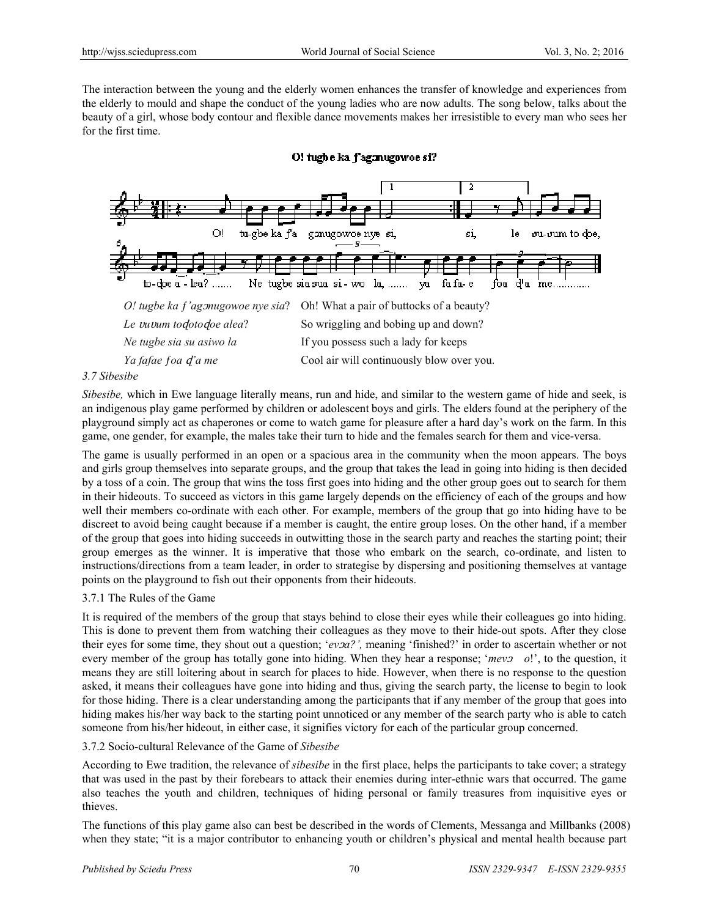The interaction between the young and the elderly women enhances the transfer of knowledge and experiences from the elderly to mould and shape the conduct of the young ladies who are now adults. The song below, talks about the beauty of a girl, whose body contour and flexible dance movements makes her irresistible to every man who sees her for the first time.

**O! tugbe ka ƒagɔnugowoe si?**

O! tu-gbe ka ƒa gɔnugowoe nye si, si, le ʋu-ʋum to ɖoe, to-ɖoe a - lea? ....... Ne tugbe sia sua si - wo la, ....... ya fa fa- e ƒoa ɖ'a me............

| | |
|---|---|
| *O! tugbe ka ƒ'agɔnugowoe nye sia*? | Oh! What a pair of buttocks of a beauty? |
| *Le ʋuʋum toɖotoɖoe alea*? | So wriggling and bobing up and down? |
| *Ne tugbe sia su asiwo la* | If you possess such a lady for keeps |
| *Ya fafae ƒoa ɖ'a me* | Cool air will continuously blow over you. |

### 3.7 Sibesibe

*Sibesibe,* which in Ewe language literally means, run and hide, and similar to the western game of hide and seek, is an indigenous play game performed by children or adolescent boys and girls. The elders found at the periphery of the playground simply act as chaperones or come to watch game for pleasure after a hard day's work on the farm. In this game, one gender, for example, the males take their turn to hide and the females search for them and vice-versa.

The game is usually performed in an open or a spacious area in the community when the moon appears. The boys and girls group themselves into separate groups, and the group that takes the lead in going into hiding is then decided by a toss of a coin. The group that wins the toss first goes into hiding and the other group goes out to search for them in their hideouts. To succeed as victors in this game largely depends on the efficiency of each of the groups and how well their members co-ordinate with each other. For example, members of the group that go into hiding have to be discreet to avoid being caught because if a member is caught, the entire group loses. On the other hand, if a member of the group that goes into hiding succeeds in outwitting those in the search party and reaches the starting point; their group emerges as the winner. It is imperative that those who embark on the search, co-ordinate, and listen to instructions/directions from a team leader, in order to strategise by dispersing and positioning themselves at vantage points on the playground to fish out their opponents from their hideouts.

#### 3.7.1 The Rules of the Game

It is required of the members of the group that stays behind to close their eyes while their colleagues go into hiding. This is done to prevent them from watching their colleagues as they move to their hide-out spots. After they close their eyes for some time, they shout out a question; '*evɔa?',* meaning 'finished?' in order to ascertain whether or not every member of the group has totally gone into hiding. When they hear a response; '*mevɔ o*!', to the question, it means they are still loitering about in search for places to hide. However, when there is no response to the question asked, it means their colleagues have gone into hiding and thus, giving the search party, the license to begin to look for those hiding. There is a clear understanding among the participants that if any member of the group that goes into hiding makes his/her way back to the starting point unnoticed or any member of the search party who is able to catch someone from his/her hideout, in either case, it signifies victory for each of the particular group concerned.

#### 3.7.2 Socio-cultural Relevance of the Game of *Sibesibe*

According to Ewe tradition, the relevance of *sibesibe* in the first place, helps the participants to take cover; a strategy that was used in the past by their forebears to attack their enemies during inter-ethnic wars that occurred. The game also teaches the youth and children, techniques of hiding personal or family treasures from inquisitive eyes or thieves.

The functions of this play game also can best be described in the words of Clements, Messanga and Millbanks (2008) when they state; "it is a major contributor to enhancing youth or children's physical and mental health because part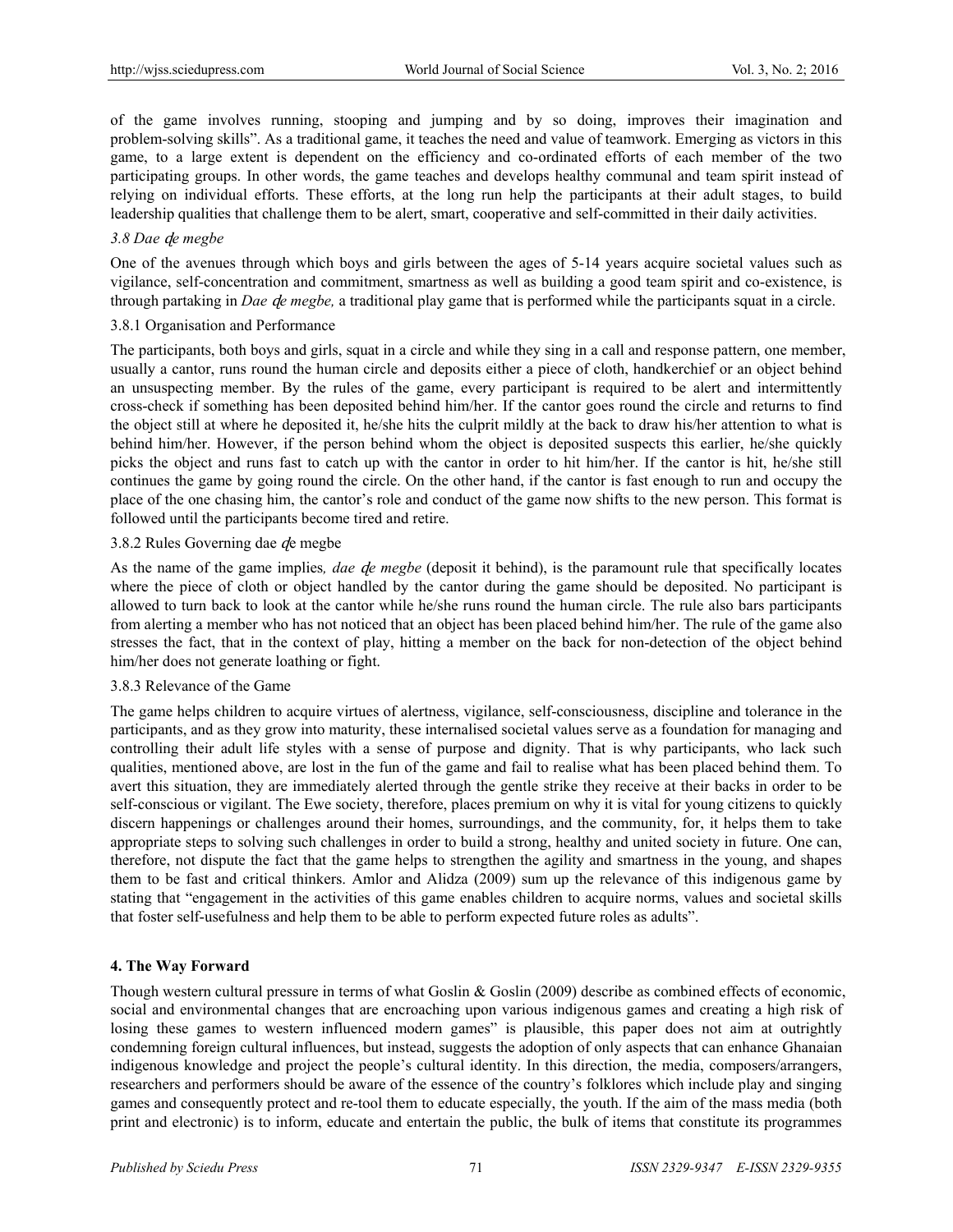of the game involves running, stooping and jumping and by so doing, improves their imagination and problem-solving skills". As a traditional game, it teaches the need and value of teamwork. Emerging as victors in this game, to a large extent is dependent on the efficiency and co-ordinated efforts of each member of the two participating groups. In other words, the game teaches and develops healthy communal and team spirit instead of relying on individual efforts. These efforts, at the long run help the participants at their adult stages, to build leadership qualities that challenge them to be alert, smart, cooperative and self-committed in their daily activities.

### *3.8 Dae ɖe megbe*

One of the avenues through which boys and girls between the ages of 5-14 years acquire societal values such as vigilance, self-concentration and commitment, smartness as well as building a good team spirit and co-existence, is through partaking in *Dae ɖe megbe,* a traditional play game that is performed while the participants squat in a circle.

#### 3.8.1 Organisation and Performance

The participants, both boys and girls, squat in a circle and while they sing in a call and response pattern, one member, usually a cantor, runs round the human circle and deposits either a piece of cloth, handkerchief or an object behind an unsuspecting member. By the rules of the game, every participant is required to be alert and intermittently cross-check if something has been deposited behind him/her. If the cantor goes round the circle and returns to find the object still at where he deposited it, he/she hits the culprit mildly at the back to draw his/her attention to what is behind him/her. However, if the person behind whom the object is deposited suspects this earlier, he/she quickly picks the object and runs fast to catch up with the cantor in order to hit him/her. If the cantor is hit, he/she still continues the game by going round the circle. On the other hand, if the cantor is fast enough to run and occupy the place of the one chasing him, the cantor's role and conduct of the game now shifts to the new person. This format is followed until the participants become tired and retire.

#### 3.8.2 Rules Governing dae ɖe megbe

As the name of the game implies*, dae ɖe megbe* (deposit it behind), is the paramount rule that specifically locates where the piece of cloth or object handled by the cantor during the game should be deposited. No participant is allowed to turn back to look at the cantor while he/she runs round the human circle. The rule also bars participants from alerting a member who has not noticed that an object has been placed behind him/her. The rule of the game also stresses the fact, that in the context of play, hitting a member on the back for non-detection of the object behind him/her does not generate loathing or fight.

#### 3.8.3 Relevance of the Game

The game helps children to acquire virtues of alertness, vigilance, self-consciousness, discipline and tolerance in the participants, and as they grow into maturity, these internalised societal values serve as a foundation for managing and controlling their adult life styles with a sense of purpose and dignity. That is why participants, who lack such qualities, mentioned above, are lost in the fun of the game and fail to realise what has been placed behind them. To avert this situation, they are immediately alerted through the gentle strike they receive at their backs in order to be self-conscious or vigilant. The Ewe society, therefore, places premium on why it is vital for young citizens to quickly discern happenings or challenges around their homes, surroundings, and the community, for, it helps them to take appropriate steps to solving such challenges in order to build a strong, healthy and united society in future. One can, therefore, not dispute the fact that the game helps to strengthen the agility and smartness in the young, and shapes them to be fast and critical thinkers. Amlor and Alidza (2009) sum up the relevance of this indigenous game by stating that "engagement in the activities of this game enables children to acquire norms, values and societal skills that foster self-usefulness and help them to be able to perform expected future roles as adults".

## 4. The Way Forward

Though western cultural pressure in terms of what Goslin & Goslin (2009) describe as combined effects of economic, social and environmental changes that are encroaching upon various indigenous games and creating a high risk of losing these games to western influenced modern games" is plausible, this paper does not aim at outrightly condemning foreign cultural influences, but instead, suggests the adoption of only aspects that can enhance Ghanaian indigenous knowledge and project the people's cultural identity. In this direction, the media, composers/arrangers, researchers and performers should be aware of the essence of the country's folklores which include play and singing games and consequently protect and re-tool them to educate especially, the youth. If the aim of the mass media (both print and electronic) is to inform, educate and entertain the public, the bulk of items that constitute its programmes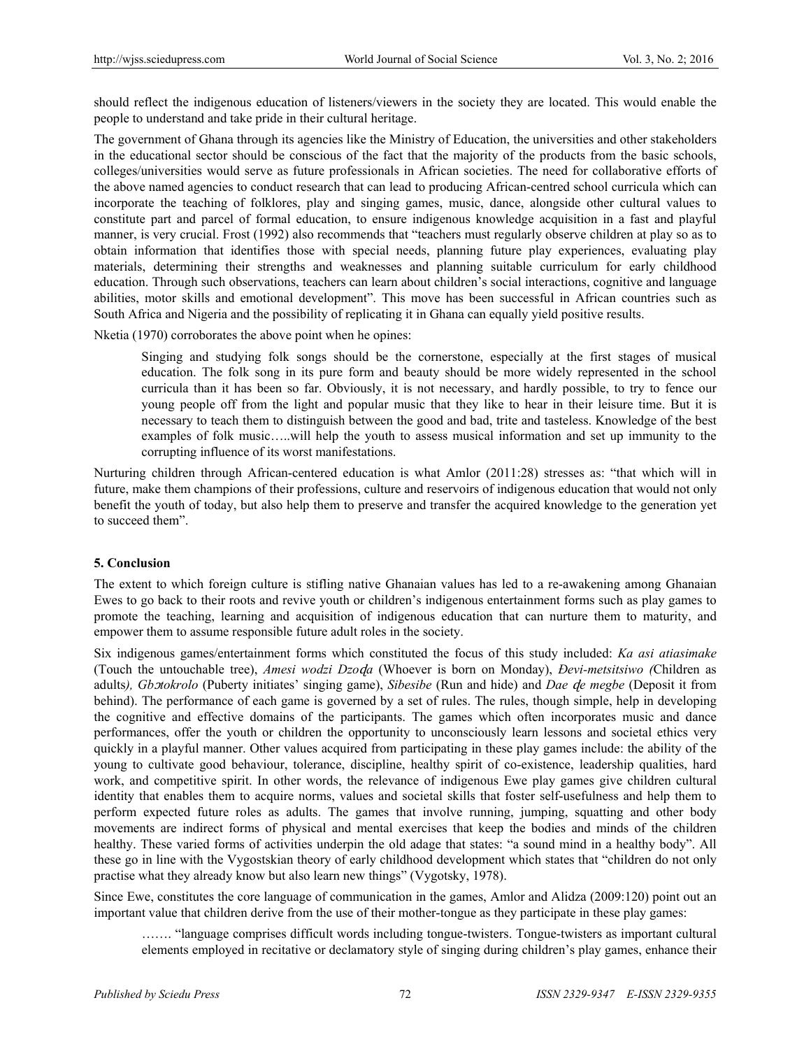should reflect the indigenous education of listeners/viewers in the society they are located. This would enable the people to understand and take pride in their cultural heritage.

The government of Ghana through its agencies like the Ministry of Education, the universities and other stakeholders in the educational sector should be conscious of the fact that the majority of the products from the basic schools, colleges/universities would serve as future professionals in African societies. The need for collaborative efforts of the above named agencies to conduct research that can lead to producing African-centred school curricula which can incorporate the teaching of folklores, play and singing games, music, dance, alongside other cultural values to constitute part and parcel of formal education, to ensure indigenous knowledge acquisition in a fast and playful manner, is very crucial. Frost (1992) also recommends that "teachers must regularly observe children at play so as to obtain information that identifies those with special needs, planning future play experiences, evaluating play materials, determining their strengths and weaknesses and planning suitable curriculum for early childhood education. Through such observations, teachers can learn about children's social interactions, cognitive and language abilities, motor skills and emotional development". This move has been successful in African countries such as South Africa and Nigeria and the possibility of replicating it in Ghana can equally yield positive results.

Nketia (1970) corroborates the above point when he opines:

> Singing and studying folk songs should be the cornerstone, especially at the first stages of musical education. The folk song in its pure form and beauty should be more widely represented in the school curricula than it has been so far. Obviously, it is not necessary, and hardly possible, to try to fence our young people off from the light and popular music that they like to hear in their leisure time. But it is necessary to teach them to distinguish between the good and bad, trite and tasteless. Knowledge of the best examples of folk music…..will help the youth to assess musical information and set up immunity to the corrupting influence of its worst manifestations.

Nurturing children through African-centered education is what Amlor (2011:28) stresses as: "that which will in future, make them champions of their professions, culture and reservoirs of indigenous education that would not only benefit the youth of today, but also help them to preserve and transfer the acquired knowledge to the generation yet to succeed them".

## 5. Conclusion

The extent to which foreign culture is stifling native Ghanaian values has led to a re-awakening among Ghanaian Ewes to go back to their roots and revive youth or children's indigenous entertainment forms such as play games to promote the teaching, learning and acquisition of indigenous education that can nurture them to maturity, and empower them to assume responsible future adult roles in the society.

Six indigenous games/entertainment forms which constituted the focus of this study included: *Ka asi atiasimake* (Touch the untouchable tree), *Amesi wodzi Dzoɖa* (Whoever is born on Monday), *Ɖevi-metsitsiwo (*Children as adults*), Gbɔtokrolo* (Puberty initiates' singing game), *Sibesibe* (Run and hide) and *Dae ɖe megbe* (Deposit it from behind). The performance of each game is governed by a set of rules. The rules, though simple, help in developing the cognitive and effective domains of the participants. The games which often incorporates music and dance performances, offer the youth or children the opportunity to unconsciously learn lessons and societal ethics very quickly in a playful manner. Other values acquired from participating in these play games include: the ability of the young to cultivate good behaviour, tolerance, discipline, healthy spirit of co-existence, leadership qualities, hard work, and competitive spirit. In other words, the relevance of indigenous Ewe play games give children cultural identity that enables them to acquire norms, values and societal skills that foster self-usefulness and help them to perform expected future roles as adults. The games that involve running, jumping, squatting and other body movements are indirect forms of physical and mental exercises that keep the bodies and minds of the children healthy. These varied forms of activities underpin the old adage that states: "a sound mind in a healthy body". All these go in line with the Vygostskian theory of early childhood development which states that "children do not only practise what they already know but also learn new things" (Vygotsky, 1978).

Since Ewe, constitutes the core language of communication in the games, Amlor and Alidza (2009:120) point out an important value that children derive from the use of their mother-tongue as they participate in these play games:

> ……. "language comprises difficult words including tongue-twisters. Tongue-twisters as important cultural elements employed in recitative or declamatory style of singing during children's play games, enhance their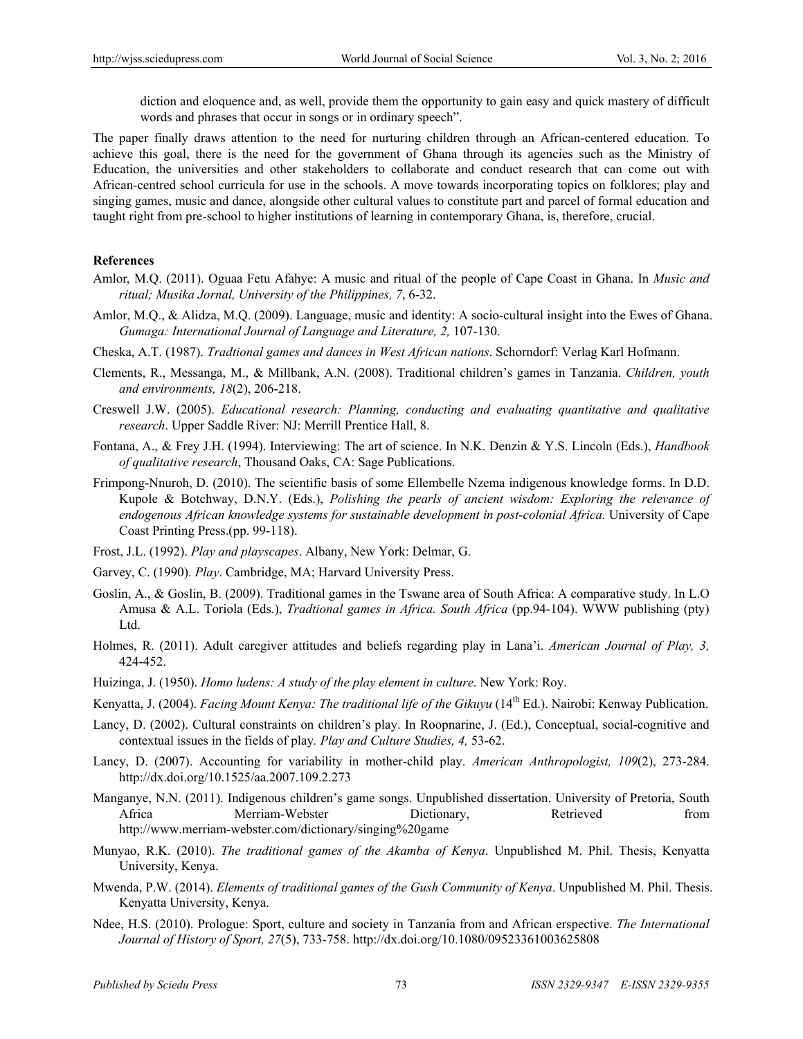diction and eloquence and, as well, provide them the opportunity to gain easy and quick mastery of difficult words and phrases that occur in songs or in ordinary speech".

The paper finally draws attention to the need for nurturing children through an African-centered education. To achieve this goal, there is the need for the government of Ghana through its agencies such as the Ministry of Education, the universities and other stakeholders to collaborate and conduct research that can come out with African-centred school curricula for use in the schools. A move towards incorporating topics on folklores; play and singing games, music and dance, alongside other cultural values to constitute part and parcel of formal education and taught right from pre-school to higher institutions of learning in contemporary Ghana, is, therefore, crucial.

**References**

Amlor, M.Q. (2011). Oguaa Fetu Afahye: A music and ritual of the people of Cape Coast in Ghana. In *Music and ritual; Musika Jornal, University of the Philippines, 7*, 6-32.

Amlor, M.Q., & Alidza, M.Q. (2009). Language, music and identity: A socio-cultural insight into the Ewes of Ghana. *Gumaga: International Journal of Language and Literature, 2,* 107-130.

Cheska, A.T. (1987). *Tradtional games and dances in West African nations*. Schorndorf: Verlag Karl Hofmann.

Clements, R., Messanga, M., & Millbank, A.N. (2008). Traditional children's games in Tanzania. *Children, youth and environments, 18*(2), 206-218.

Creswell J.W. (2005). *Educational research: Planning, conducting and evaluating quantitative and qualitative research*. Upper Saddle River: NJ: Merrill Prentice Hall, 8.

Fontana, A., & Frey J.H. (1994). Interviewing: The art of science. In N.K. Denzin & Y.S. Lincoln (Eds.), *Handbook of qualitative research*, Thousand Oaks, CA: Sage Publications.

Frimpong-Nnuroh, D. (2010). The scientific basis of some Ellembelle Nzema indigenous knowledge forms. In D.D. Kupole & Botchway, D.N.Y. (Eds.), *Polishing the pearls of ancient wisdom: Exploring the relevance of endogenous African knowledge systems for sustainable development in post-colonial Africa.* University of Cape Coast Printing Press.(pp. 99-118).

Frost, J.L. (1992). *Play and playscapes*. Albany, New York: Delmar, G.

Garvey, C. (1990). *Play*. Cambridge, MA; Harvard University Press.

Goslin, A., & Goslin, B. (2009). Traditional games in the Tswane area of South Africa: A comparative study. In L.O Amusa & A.L. Toriola (Eds.), *Tradtional games in Africa. South Africa* (pp.94-104). WWW publishing (pty) Ltd.

Holmes, R. (2011). Adult caregiver attitudes and beliefs regarding play in Lana'i. *American Journal of Play, 3,* 424-452.

Huizinga, J. (1950). *Homo ludens: A study of the play element in culture*. New York: Roy.

Kenyatta, J. (2004). *Facing Mount Kenya: The traditional life of the Gikuyu* (14th Ed.). Nairobi: Kenway Publication.

Lancy, D. (2002). Cultural constraints on children's play. In Roopnarine, J. (Ed.), Conceptual, social-cognitive and contextual issues in the fields of play*. Play and Culture Studies, 4,* 53-62.

Lancy, D. (2007). Accounting for variability in mother-child play. *American Anthropologist, 109*(2), 273-284. http://dx.doi.org/10.1525/aa.2007.109.2.273

Manganye, N.N. (2011). Indigenous children's game songs. Unpublished dissertation. University of Pretoria, South Africa Merriam-Webster Dictionary, Retrieved from http://www.merriam-webster.com/dictionary/singing%20game

Munyao, R.K. (2010). *The traditional games of the Akamba of Kenya*. Unpublished M. Phil. Thesis, Kenyatta University, Kenya.

Mwenda, P.W. (2014). *Elements of traditional games of the Gush Community of Kenya*. Unpublished M. Phil. Thesis. Kenyatta University, Kenya.

Ndee, H.S. (2010). Prologue: Sport, culture and society in Tanzania from and African erspective. *The International Journal of History of Sport, 27*(5), 733-758. http://dx.doi.org/10.1080/09523361003625808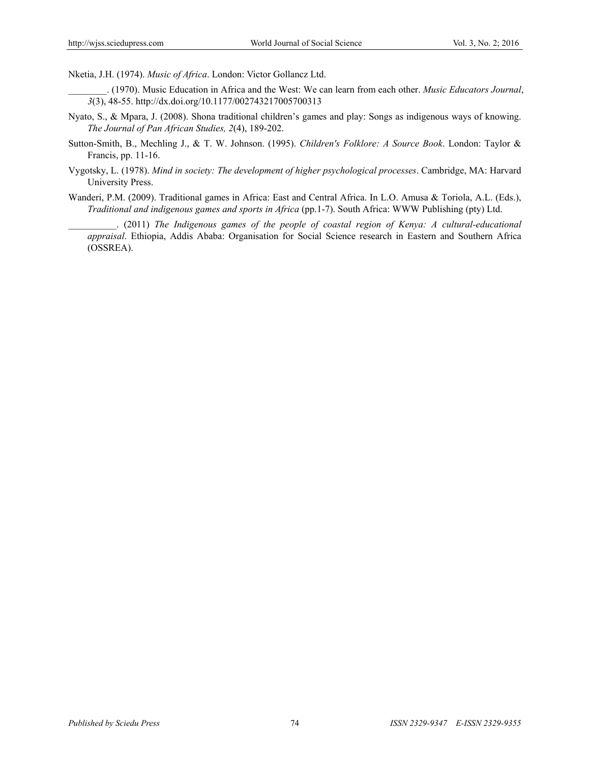Nketia, J.H. (1974). *Music of Africa*. London: Victor Gollancz Ltd.

________. (1970). Music Education in Africa and the West: We can learn from each other. *Music Educators Journal*, *3*(3), 48-55. http://dx.doi.org/10.1177/002743217005700313

Nyato, S., & Mpara, J. (2008). Shona traditional children's games and play: Songs as indigenous ways of knowing. *The Journal of Pan African Studies, 2*(4), 189-202.

Sutton-Smith, B., Mechling J., & T. W. Johnson. (1995). *Children's Folklore: A Source Book*. London: Taylor & Francis, pp. 11-16.

Vygotsky, L. (1978). *Mind in society: The development of higher psychological processes*. Cambridge, MA: Harvard University Press.

Wanderi, P.M. (2009). Traditional games in Africa: East and Central Africa. In L.O. Amusa & Toriola, A.L. (Eds.), *Traditional and indigenous games and sports in Africa* (pp.1-7). South Africa: WWW Publishing (pty) Ltd.

__________. (2011) *The Indigenous games of the people of coastal region of Kenya: A cultural-educational appraisal*. Ethiopia, Addis Ababa: Organisation for Social Science research in Eastern and Southern Africa (OSSREA).